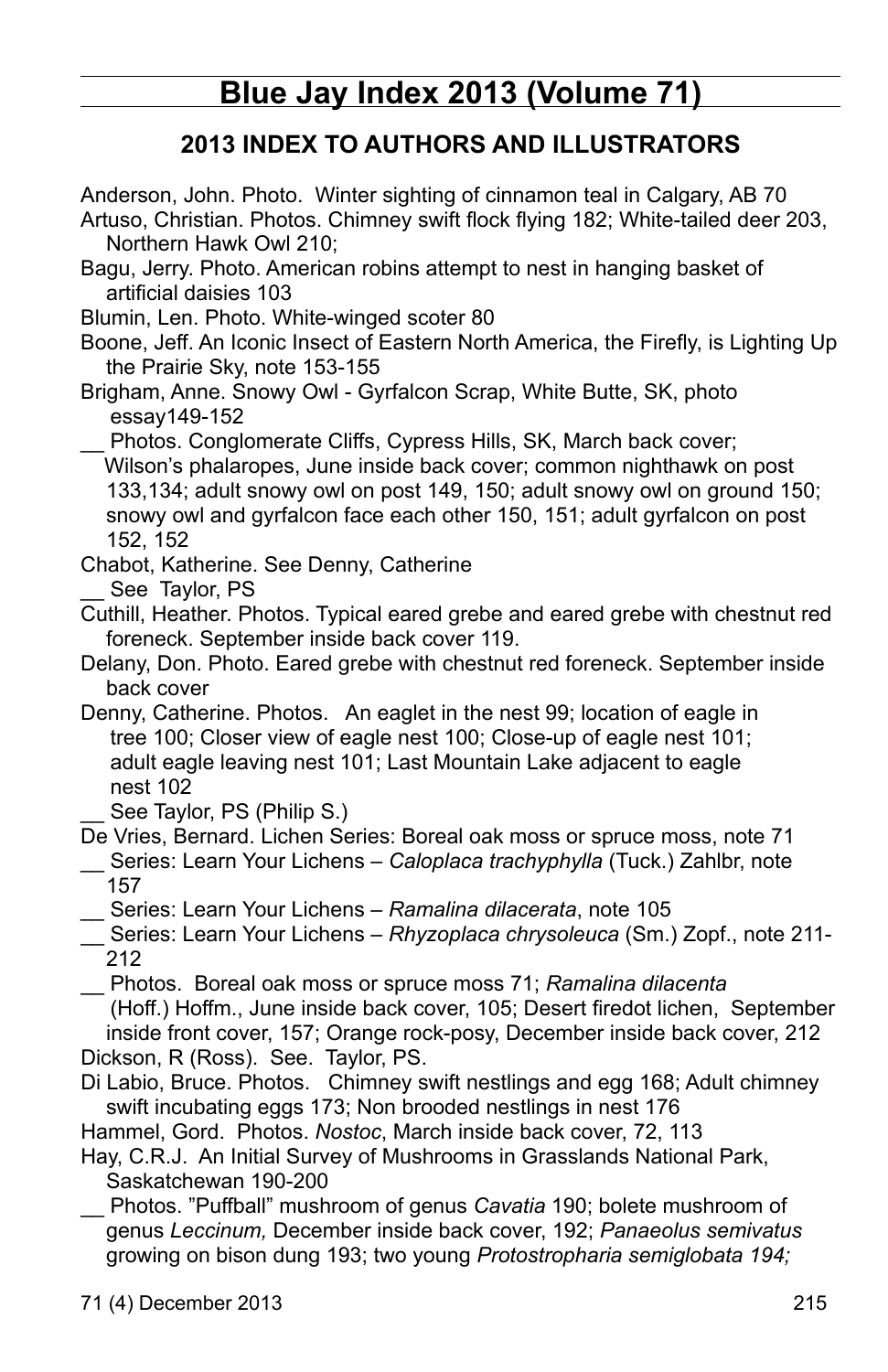# Blue Jay Index 2013 (Volume 71)

## 2013 INDEX TO AUTHORS AND ILLUSTRATORS

Anderson, John. Photo. Winter sighting of cinnamon teal in Calgary, AB 70

Artuso, Christian. Photos. Chimney swift flock flying 182; White-tailed deer 203, Northern Hawk Owl 210;

Bagu, Jerry. Photo. American robins attempt to nest in hanging basket of artificial daisies 103

Blumin, Len. Photo. White-winged scoter 80

Boone, Jeff. An Iconic Insect of Eastern North America, the Firefly, is Lighting Up the Prairie Sky, note 153-155

Brigham, Anne. Snowy Owl - Gyrfalcon Scrap, White Butte, SK, photo essay149-152

__ Photos. Conglomerate Cliffs, Cypress Hills, SK, March back cover; Wilson's phalaropes, June inside back cover; common nighthawk on post 133,134; adult snowy owl on post 149, 150; adult snowy owl on ground 150; snowy owl and gyrfalcon face each other 150, 151; adult gyrfalcon on post 152, 152

Chabot, Katherine. See Denny, Catherine

__ See Taylor, PS

Cuthill, Heather. Photos. Typical eared grebe and eared grebe with chestnut red foreneck. September inside back cover 119.

Delany, Don. Photo. Eared grebe with chestnut red foreneck. September inside back cover

Denny, Catherine. Photos. An eaglet in the nest 99; location of eagle in tree 100; Closer view of eagle nest 100; Close-up of eagle nest 101; adult eagle leaving nest 101; Last Mountain Lake adjacent to eagle nest 102

__ See Taylor, PS (Philip S.)

De Vries, Bernard. Lichen Series: Boreal oak moss or spruce moss, note 71

__ Series: Learn Your Lichens – *Caloplaca trachyphylla* (Tuck.) Zahlbr, note 157

__ Series: Learn Your Lichens – *Ramalina dilacerata*, note 105

__ Series: Learn Your Lichens – *Rhyzoplaca chrysoleuca* (Sm.) Zopf., note 211-212

__ Photos. Boreal oak moss or spruce moss 71; *Ramalina dilacenta* (Hoff.) Hoffm., June inside back cover, 105; Desert firedot lichen, September inside front cover, 157; Orange rock-posy, December inside back cover, 212

Dickson, R (Ross). See. Taylor, PS.

Di Labio, Bruce. Photos. Chimney swift nestlings and egg 168; Adult chimney swift incubating eggs 173; Non brooded nestlings in nest 176

Hammel, Gord. Photos. *Nostoc*, March inside back cover, 72, 113

Hay, C.R.J. An Initial Survey of Mushrooms in Grasslands National Park, Saskatchewan 190-200

__ Photos. "Puffball" mushroom of genus *Cavatia* 190; bolete mushroom of genus *Leccinum,* December inside back cover, 192; *Panaeolus semivatus* growing on bison dung 193; two young *Protostropharia semiglobata 194;*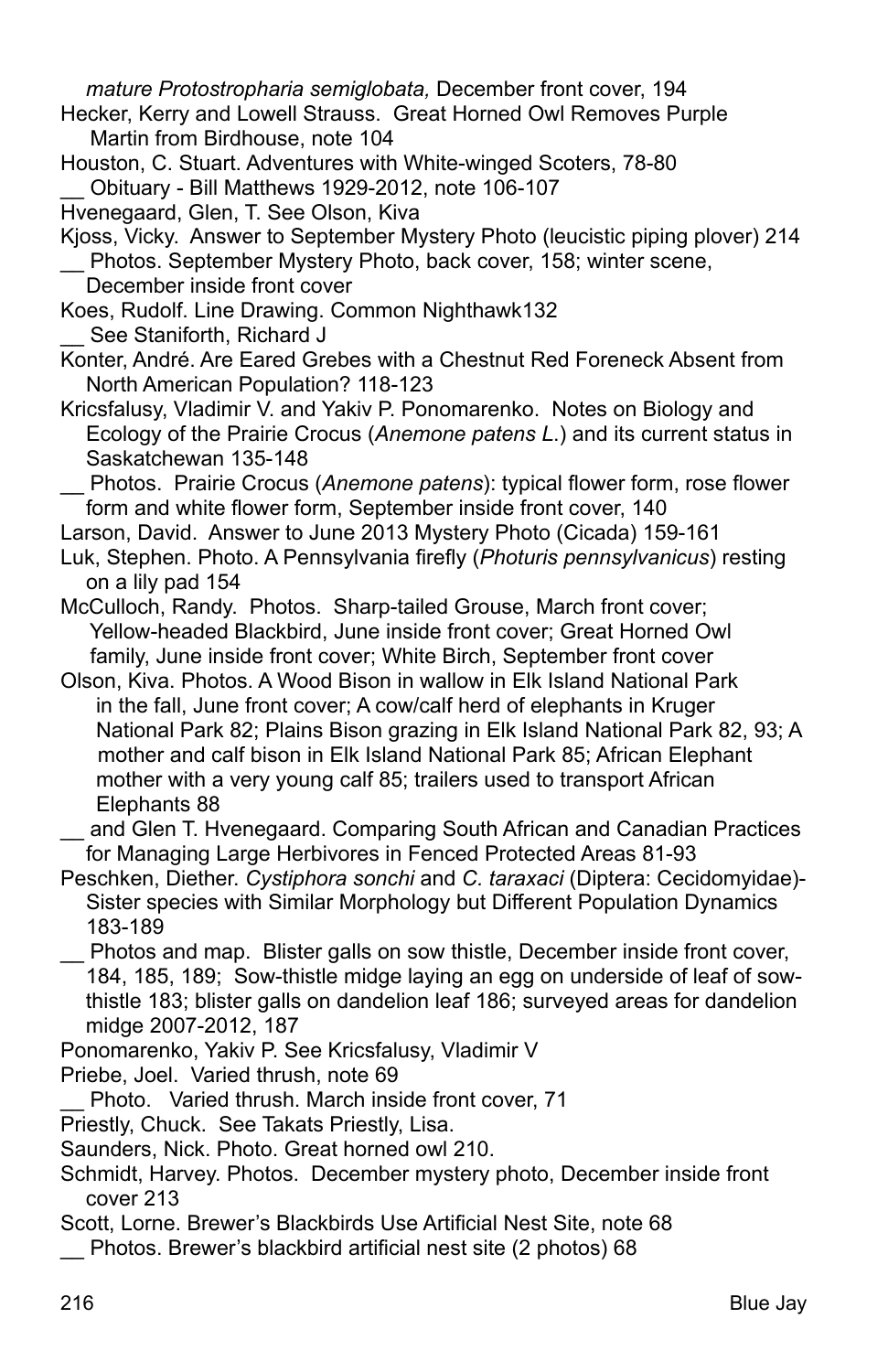*mature Protostropharia semiglobata,* December front cover, 194

Hecker, Kerry and Lowell Strauss. Great Horned Owl Removes Purple Martin from Birdhouse, note 104

Houston, C. Stuart. Adventures with White-winged Scoters, 78-80

__ Obituary - Bill Matthews 1929-2012, note 106-107

Hvenegaard, Glen, T. See Olson, Kiva

Kjoss, Vicky. Answer to September Mystery Photo (leucistic piping plover) 214

__ Photos. September Mystery Photo, back cover, 158; winter scene, December inside front cover

Koes, Rudolf. Line Drawing. Common Nighthawk132

__ See Staniforth, Richard J

Konter, André. Are Eared Grebes with a Chestnut Red Foreneck Absent from North American Population? 118-123

Kricsfalusy, Vladimir V. and Yakiv P. Ponomarenko. Notes on Biology and Ecology of the Prairie Crocus (*Anemone patens L.*) and its current status in Saskatchewan 135-148

__ Photos. Prairie Crocus (*Anemone patens*): typical flower form, rose flower form and white flower form, September inside front cover, 140

Larson, David. Answer to June 2013 Mystery Photo (Cicada) 159-161

Luk, Stephen. Photo. A Pennsylvania firefly (*Photuris pennsylvanicus*) resting on a lily pad 154

McCulloch, Randy. Photos. Sharp-tailed Grouse, March front cover; Yellow-headed Blackbird, June inside front cover; Great Horned Owl family, June inside front cover; White Birch, September front cover

Olson, Kiva. Photos. A Wood Bison in wallow in Elk Island National Park in the fall, June front cover; A cow/calf herd of elephants in Kruger National Park 82; Plains Bison grazing in Elk Island National Park 82, 93; A mother and calf bison in Elk Island National Park 85; African Elephant mother with a very young calf 85; trailers used to transport African Elephants 88

__ and Glen T. Hvenegaard. Comparing South African and Canadian Practices for Managing Large Herbivores in Fenced Protected Areas 81-93

Peschken, Diether. *Cystiphora sonchi* and *C. taraxaci* (Diptera: Cecidomyidae)- Sister species with Similar Morphology but Different Population Dynamics 183-189

__ Photos and map. Blister galls on sow thistle, December inside front cover, 184, 185, 189; Sow-thistle midge laying an egg on underside of leaf of sow-thistle 183; blister galls on dandelion leaf 186; surveyed areas for dandelion midge 2007-2012, 187

Ponomarenko, Yakiv P. See Kricsfalusy, Vladimir V

Priebe, Joel. Varied thrush, note 69

__ Photo. Varied thrush. March inside front cover, 71

Priestly, Chuck. See Takats Priestly, Lisa.

Saunders, Nick. Photo. Great horned owl 210.

Schmidt, Harvey. Photos. December mystery photo, December inside front cover 213

Scott, Lorne. Brewer's Blackbirds Use Artificial Nest Site, note 68

__ Photos. Brewer's blackbird artificial nest site (2 photos) 68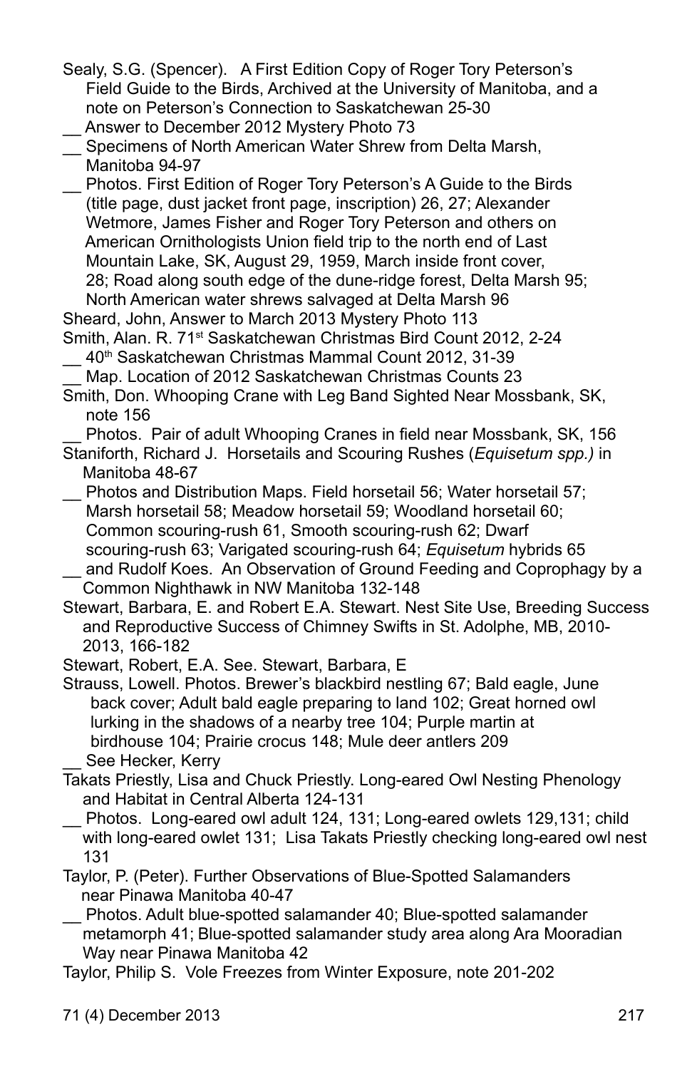Sealy, S.G. (Spencer). A First Edition Copy of Roger Tory Peterson's Field Guide to the Birds, Archived at the University of Manitoba, and a note on Peterson's Connection to Saskatchewan 25-30

__ Answer to December 2012 Mystery Photo 73

__ Specimens of North American Water Shrew from Delta Marsh, Manitoba 94-97

__ Photos. First Edition of Roger Tory Peterson's A Guide to the Birds (title page, dust jacket front page, inscription) 26, 27; Alexander Wetmore, James Fisher and Roger Tory Peterson and others on American Ornithologists Union field trip to the north end of Last Mountain Lake, SK, August 29, 1959, March inside front cover, 28; Road along south edge of the dune-ridge forest, Delta Marsh 95; North American water shrews salvaged at Delta Marsh 96

Sheard, John, Answer to March 2013 Mystery Photo 113

Smith, Alan. R. 71st Saskatchewan Christmas Bird Count 2012, 2-24

__ 40th Saskatchewan Christmas Mammal Count 2012, 31-39

__ Map. Location of 2012 Saskatchewan Christmas Counts 23

Smith, Don. Whooping Crane with Leg Band Sighted Near Mossbank, SK, note 156

__ Photos. Pair of adult Whooping Cranes in field near Mossbank, SK, 156

Staniforth, Richard J. Horsetails and Scouring Rushes (*Equisetum spp.)* in Manitoba 48-67

__ Photos and Distribution Maps. Field horsetail 56; Water horsetail 57; Marsh horsetail 58; Meadow horsetail 59; Woodland horsetail 60; Common scouring-rush 61, Smooth scouring-rush 62; Dwarf scouring-rush 63; Varigated scouring-rush 64; *Equisetum* hybrids 65

__ and Rudolf Koes. An Observation of Ground Feeding and Coprophagy by a Common Nighthawk in NW Manitoba 132-148

Stewart, Barbara, E. and Robert E.A. Stewart. Nest Site Use, Breeding Success and Reproductive Success of Chimney Swifts in St. Adolphe, MB, 2010-2013, 166-182

Stewart, Robert, E.A. See. Stewart, Barbara, E

Strauss, Lowell. Photos. Brewer's blackbird nestling 67; Bald eagle, June back cover; Adult bald eagle preparing to land 102; Great horned owl lurking in the shadows of a nearby tree 104; Purple martin at birdhouse 104; Prairie crocus 148; Mule deer antlers 209

__ See Hecker, Kerry

Takats Priestly, Lisa and Chuck Priestly. Long-eared Owl Nesting Phenology and Habitat in Central Alberta 124-131

__ Photos. Long-eared owl adult 124, 131; Long-eared owlets 129,131; child with long-eared owlet 131; Lisa Takats Priestly checking long-eared owl nest 131

Taylor, P. (Peter). Further Observations of Blue-Spotted Salamanders near Pinawa Manitoba 40-47

__ Photos. Adult blue-spotted salamander 40; Blue-spotted salamander metamorph 41; Blue-spotted salamander study area along Ara Mooradian Way near Pinawa Manitoba 42

Taylor, Philip S. Vole Freezes from Winter Exposure, note 201-202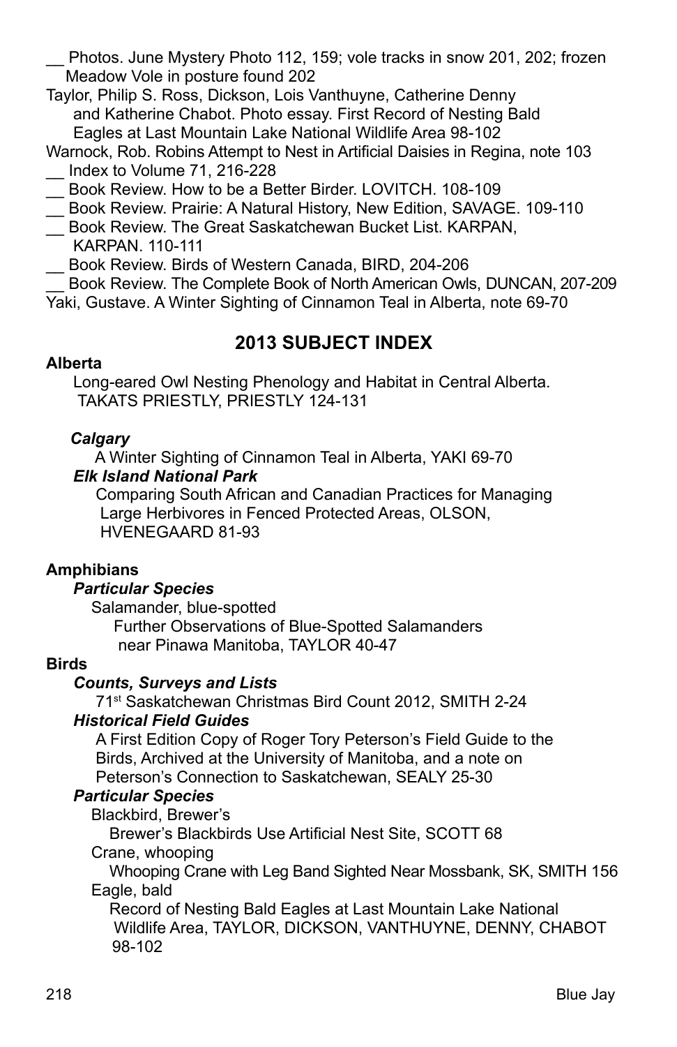__ Photos. June Mystery Photo 112, 159; vole tracks in snow 201, 202; frozen Meadow Vole in posture found 202

Taylor, Philip S. Ross, Dickson, Lois Vanthuyne, Catherine Denny and Katherine Chabot. Photo essay. First Record of Nesting Bald Eagles at Last Mountain Lake National Wildlife Area 98-102

Warnock, Rob. Robins Attempt to Nest in Artificial Daisies in Regina, note 103

__ Index to Volume 71, 216-228

__ Book Review. How to be a Better Birder. LOVITCH. 108-109

__ Book Review. Prairie: A Natural History, New Edition, SAVAGE. 109-110

__ Book Review. The Great Saskatchewan Bucket List. KARPAN, KARPAN. 110-111

__ Book Review. Birds of Western Canada, BIRD, 204-206

__ Book Review. The Complete Book of North American Owls, DUNCAN, 207-209

Yaki, Gustave. A Winter Sighting of Cinnamon Teal in Alberta, note 69-70

## 2013 SUBJECT INDEX

**Alberta**

Long-eared Owl Nesting Phenology and Habitat in Central Alberta. TAKATS PRIESTLY, PRIESTLY 124-131

***Calgary***

A Winter Sighting of Cinnamon Teal in Alberta, YAKI 69-70

***Elk Island National Park***

Comparing South African and Canadian Practices for Managing Large Herbivores in Fenced Protected Areas, OLSON, HVENEGAARD 81-93

**Amphibians**

***Particular Species***

Salamander, blue-spotted

Further Observations of Blue-Spotted Salamanders near Pinawa Manitoba, TAYLOR 40-47

**Birds**

***Counts, Surveys and Lists***

71st Saskatchewan Christmas Bird Count 2012, SMITH 2-24

***Historical Field Guides***

A First Edition Copy of Roger Tory Peterson's Field Guide to the Birds, Archived at the University of Manitoba, and a note on Peterson's Connection to Saskatchewan, SEALY 25-30

***Particular Species***

Blackbird, Brewer's

Brewer's Blackbirds Use Artificial Nest Site, SCOTT 68

Crane, whooping

Whooping Crane with Leg Band Sighted Near Mossbank, SK, SMITH 156

Eagle, bald

Record of Nesting Bald Eagles at Last Mountain Lake National Wildlife Area, TAYLOR, DICKSON, VANTHUYNE, DENNY, CHABOT 98-102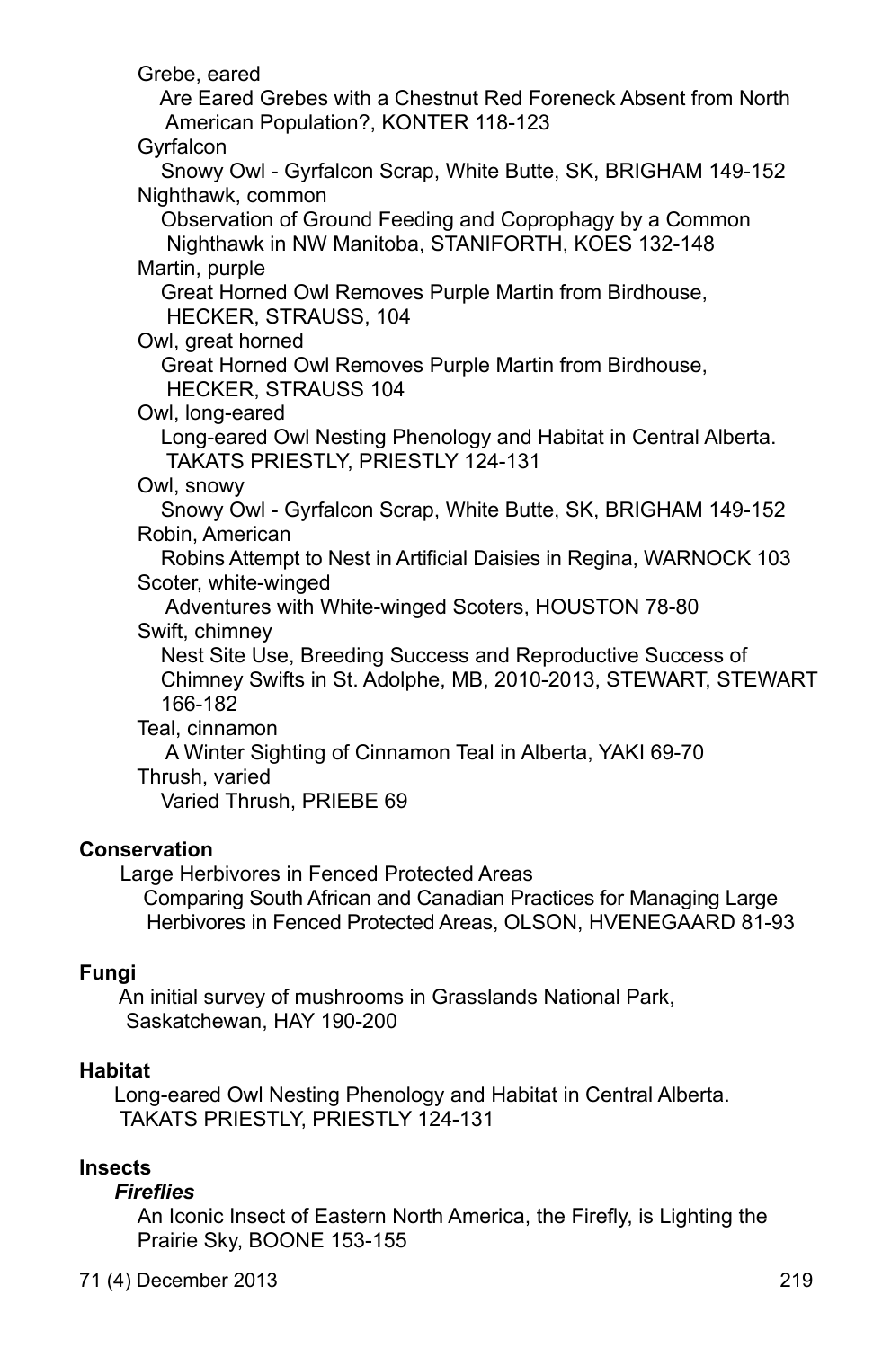Grebe, eared

Are Eared Grebes with a Chestnut Red Foreneck Absent from North American Population?, KONTER 118-123

Gyrfalcon

Snowy Owl - Gyrfalcon Scrap, White Butte, SK, BRIGHAM 149-152

Nighthawk, common

Observation of Ground Feeding and Coprophagy by a Common Nighthawk in NW Manitoba, STANIFORTH, KOES 132-148

Martin, purple

Great Horned Owl Removes Purple Martin from Birdhouse, HECKER, STRAUSS, 104

Owl, great horned

Great Horned Owl Removes Purple Martin from Birdhouse, HECKER, STRAUSS 104

Owl, long-eared

Long-eared Owl Nesting Phenology and Habitat in Central Alberta. TAKATS PRIESTLY, PRIESTLY 124-131

Owl, snowy

Snowy Owl - Gyrfalcon Scrap, White Butte, SK, BRIGHAM 149-152

Robin, American

Robins Attempt to Nest in Artificial Daisies in Regina, WARNOCK 103

Scoter, white-winged

Adventures with White-winged Scoters, HOUSTON 78-80

Swift, chimney

Nest Site Use, Breeding Success and Reproductive Success of Chimney Swifts in St. Adolphe, MB, 2010-2013, STEWART, STEWART 166-182

Teal, cinnamon

A Winter Sighting of Cinnamon Teal in Alberta, YAKI 69-70

Thrush, varied

Varied Thrush, PRIEBE 69

**Conservation**

Large Herbivores in Fenced Protected Areas

Comparing South African and Canadian Practices for Managing Large Herbivores in Fenced Protected Areas, OLSON, HVENEGAARD 81-93

**Fungi**

An initial survey of mushrooms in Grasslands National Park, Saskatchewan, HAY 190-200

**Habitat**

Long-eared Owl Nesting Phenology and Habitat in Central Alberta. TAKATS PRIESTLY, PRIESTLY 124-131

**Insects**

***Fireflies***

An Iconic Insect of Eastern North America, the Firefly, is Lighting the Prairie Sky, BOONE 153-155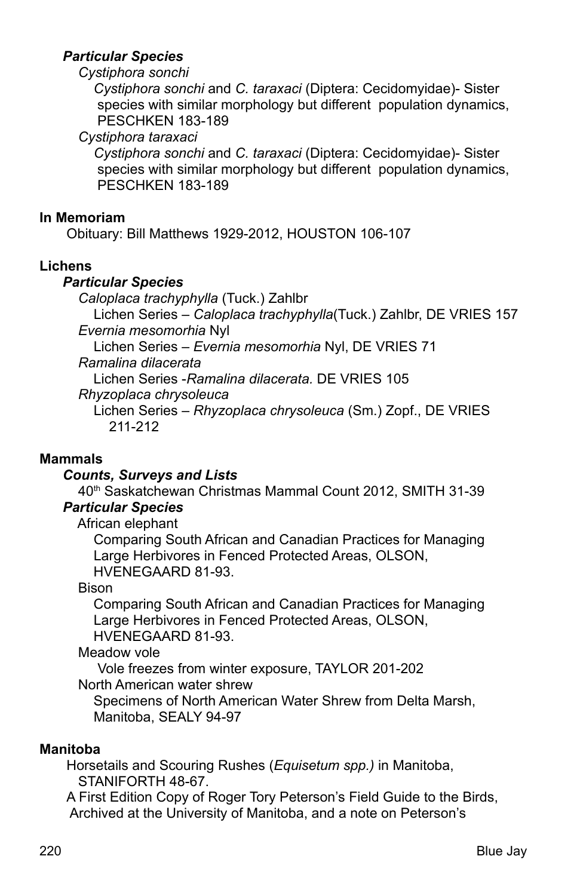***Particular Species***

*Cystiphora sonchi*

*Cystiphora sonchi* and *C. taraxaci* (Diptera: Cecidomyidae)- Sister species with similar morphology but different population dynamics, PESCHKEN 183-189

*Cystiphora taraxaci*

*Cystiphora sonchi* and *C. taraxaci* (Diptera: Cecidomyidae)- Sister species with similar morphology but different population dynamics, PESCHKEN 183-189

**In Memoriam**

Obituary: Bill Matthews 1929-2012, HOUSTON 106-107

**Lichens**

***Particular Species***

*Caloplaca trachyphylla* (Tuck.) Zahlbr

Lichen Series – *Caloplaca trachyphylla*(Tuck.) Zahlbr, DE VRIES 157

*Evernia mesomorhia* Nyl

Lichen Series – *Evernia mesomorhia* Nyl, DE VRIES 71

*Ramalina dilacerata*

Lichen Series -*Ramalina dilacerata.* DE VRIES 105

*Rhyzoplaca chrysoleuca*

Lichen Series – *Rhyzoplaca chrysoleuca* (Sm.) Zopf., DE VRIES 211-212

**Mammals**

***Counts, Surveys and Lists***

40th Saskatchewan Christmas Mammal Count 2012, SMITH 31-39

***Particular Species***

African elephant

Comparing South African and Canadian Practices for Managing Large Herbivores in Fenced Protected Areas, OLSON, HVENEGAARD 81-93.

Bison

Comparing South African and Canadian Practices for Managing Large Herbivores in Fenced Protected Areas, OLSON, HVENEGAARD 81-93.

Meadow vole

Vole freezes from winter exposure, TAYLOR 201-202

North American water shrew

Specimens of North American Water Shrew from Delta Marsh, Manitoba, SEALY 94-97

**Manitoba**

Horsetails and Scouring Rushes (*Equisetum spp.)* in Manitoba, STANIFORTH 48-67.

A First Edition Copy of Roger Tory Peterson's Field Guide to the Birds, Archived at the University of Manitoba, and a note on Peterson's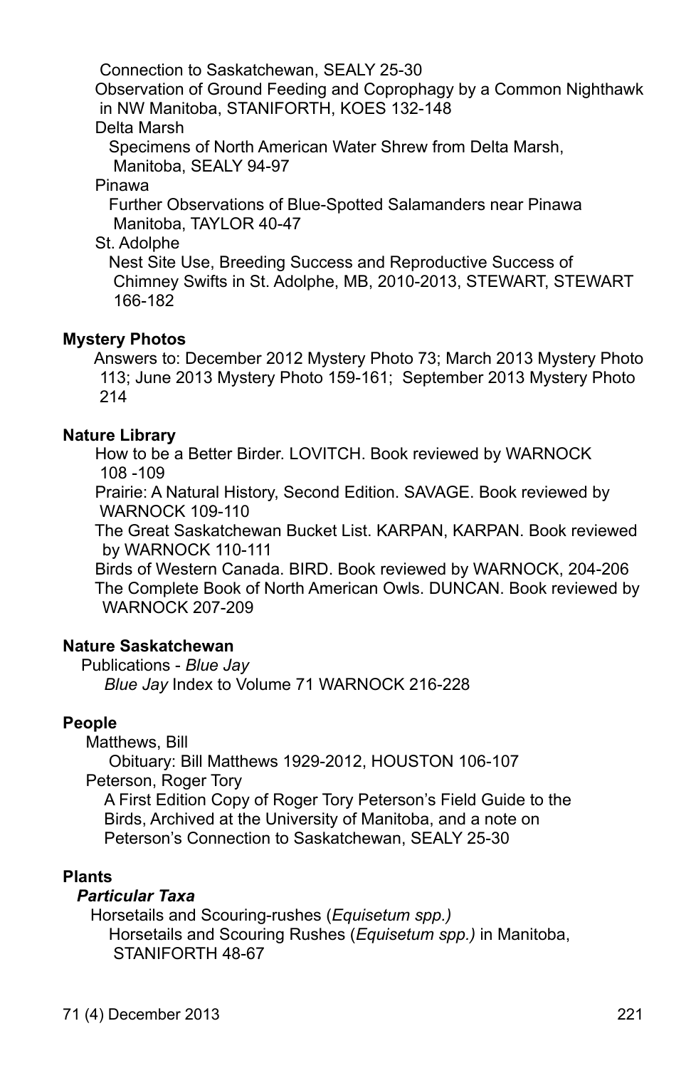Connection to Saskatchewan, SEALY 25-30

Observation of Ground Feeding and Coprophagy by a Common Nighthawk in NW Manitoba, STANIFORTH, KOES 132-148

Delta Marsh

Specimens of North American Water Shrew from Delta Marsh, Manitoba, SEALY 94-97

Pinawa

Further Observations of Blue-Spotted Salamanders near Pinawa Manitoba, TAYLOR 40-47

St. Adolphe

Nest Site Use, Breeding Success and Reproductive Success of Chimney Swifts in St. Adolphe, MB, 2010-2013, STEWART, STEWART 166-182

**Mystery Photos**

Answers to: December 2012 Mystery Photo 73; March 2013 Mystery Photo 113; June 2013 Mystery Photo 159-161; September 2013 Mystery Photo 214

**Nature Library**

How to be a Better Birder. LOVITCH. Book reviewed by WARNOCK 108 -109

Prairie: A Natural History, Second Edition. SAVAGE. Book reviewed by WARNOCK 109-110

The Great Saskatchewan Bucket List. KARPAN, KARPAN. Book reviewed by WARNOCK 110-111

Birds of Western Canada. BIRD. Book reviewed by WARNOCK, 204-206

The Complete Book of North American Owls. DUNCAN. Book reviewed by WARNOCK 207-209

**Nature Saskatchewan**

Publications - *Blue Jay*

*Blue Jay* Index to Volume 71 WARNOCK 216-228

**People**

Matthews, Bill

Obituary: Bill Matthews 1929-2012, HOUSTON 106-107

Peterson, Roger Tory

A First Edition Copy of Roger Tory Peterson's Field Guide to the Birds, Archived at the University of Manitoba, and a note on Peterson's Connection to Saskatchewan, SEALY 25-30

**Plants**

***Particular Taxa***

Horsetails and Scouring-rushes (*Equisetum spp.)*

Horsetails and Scouring Rushes (*Equisetum spp.)* in Manitoba, STANIFORTH 48-67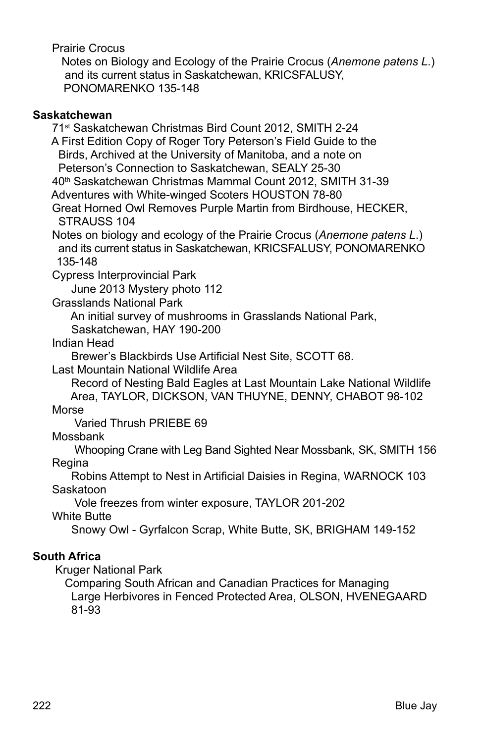Prairie Crocus

Notes on Biology and Ecology of the Prairie Crocus (*Anemone patens L.*) and its current status in Saskatchewan, KRICSFALUSY, PONOMARENKO 135-148

**Saskatchewan**

71st Saskatchewan Christmas Bird Count 2012, SMITH 2-24

A First Edition Copy of Roger Tory Peterson's Field Guide to the Birds, Archived at the University of Manitoba, and a note on Peterson's Connection to Saskatchewan, SEALY 25-30

40th Saskatchewan Christmas Mammal Count 2012, SMITH 31-39

Adventures with White-winged Scoters HOUSTON 78-80

Great Horned Owl Removes Purple Martin from Birdhouse, HECKER, STRAUSS 104

Notes on biology and ecology of the Prairie Crocus (*Anemone patens L.*) and its current status in Saskatchewan, KRICSFALUSY, PONOMARENKO 135-148

Cypress Interprovincial Park

June 2013 Mystery photo 112

Grasslands National Park

An initial survey of mushrooms in Grasslands National Park, Saskatchewan, HAY 190-200

Indian Head

Brewer's Blackbirds Use Artificial Nest Site, SCOTT 68.

Last Mountain National Wildlife Area

Record of Nesting Bald Eagles at Last Mountain Lake National Wildlife Area, TAYLOR, DICKSON, VAN THUYNE, DENNY, CHABOT 98-102

Morse

Varied Thrush PRIEBE 69

Mossbank

Whooping Crane with Leg Band Sighted Near Mossbank, SK, SMITH 156

Regina

Robins Attempt to Nest in Artificial Daisies in Regina, WARNOCK 103

Saskatoon

Vole freezes from winter exposure, TAYLOR 201-202

White Butte

Snowy Owl - Gyrfalcon Scrap, White Butte, SK, BRIGHAM 149-152

**South Africa**

Kruger National Park

Comparing South African and Canadian Practices for Managing Large Herbivores in Fenced Protected Area, OLSON, HVENEGAARD 81-93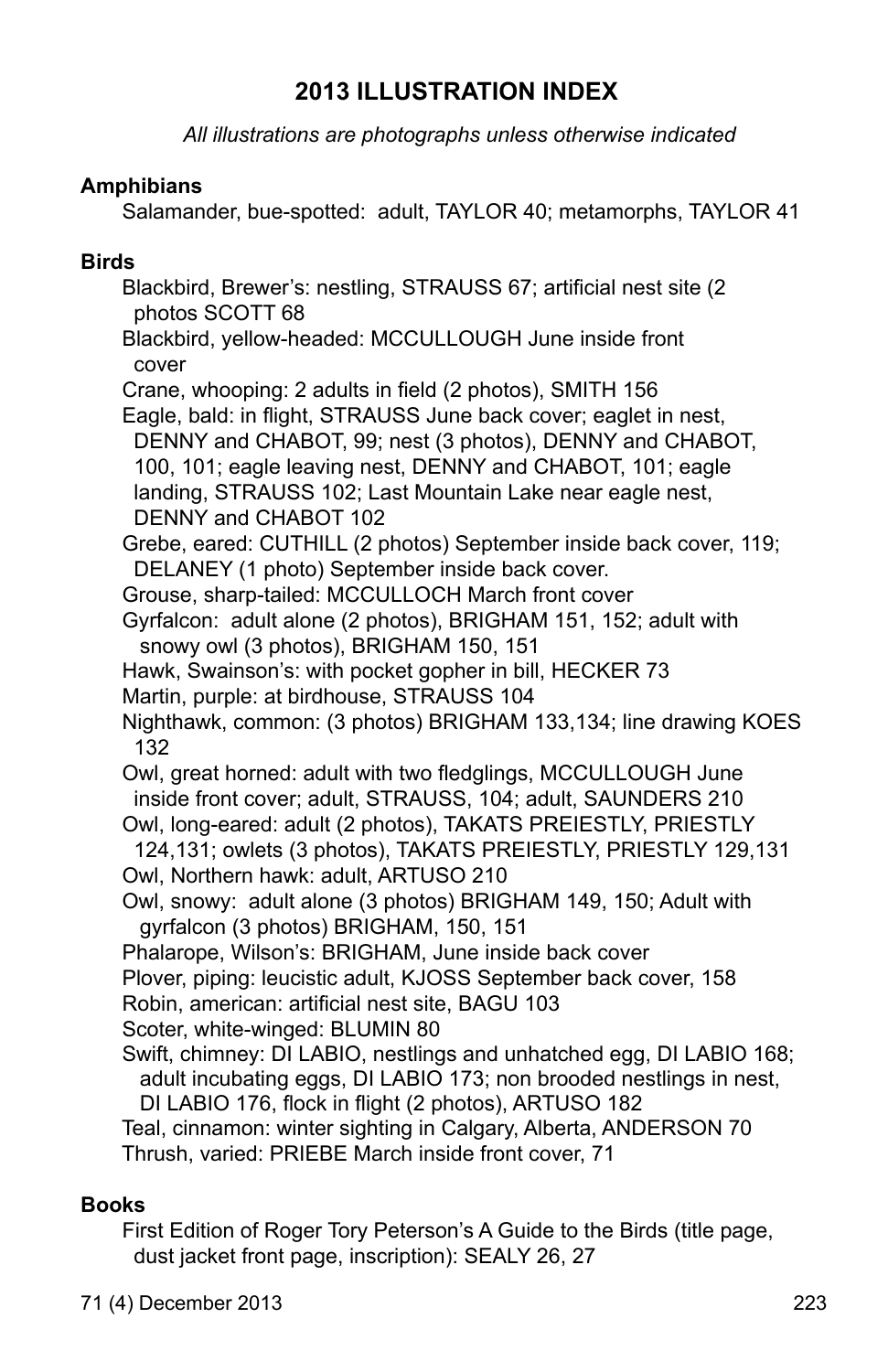## 2013 ILLUSTRATION INDEX

*All illustrations are photographs unless otherwise indicated*

**Amphibians**

Salamander, bue-spotted: adult, TAYLOR 40; metamorphs, TAYLOR 41

**Birds**

Blackbird, Brewer's: nestling, STRAUSS 67; artificial nest site (2 photos SCOTT 68

Blackbird, yellow-headed: MCCULLOUGH June inside front cover

Crane, whooping: 2 adults in field (2 photos), SMITH 156

Eagle, bald: in flight, STRAUSS June back cover; eaglet in nest, DENNY and CHABOT, 99; nest (3 photos), DENNY and CHABOT, 100, 101; eagle leaving nest, DENNY and CHABOT, 101; eagle landing, STRAUSS 102; Last Mountain Lake near eagle nest, DENNY and CHABOT 102

Grebe, eared: CUTHILL (2 photos) September inside back cover, 119; DELANEY (1 photo) September inside back cover.

Grouse, sharp-tailed: MCCULLOCH March front cover

Gyrfalcon: adult alone (2 photos), BRIGHAM 151, 152; adult with snowy owl (3 photos), BRIGHAM 150, 151

Hawk, Swainson's: with pocket gopher in bill, HECKER 73

Martin, purple: at birdhouse, STRAUSS 104

Nighthawk, common: (3 photos) BRIGHAM 133,134; line drawing KOES 132

Owl, great horned: adult with two fledglings, MCCULLOUGH June inside front cover; adult, STRAUSS, 104; adult, SAUNDERS 210

Owl, long-eared: adult (2 photos), TAKATS PREIESTLY, PRIESTLY 124,131; owlets (3 photos), TAKATS PREIESTLY, PRIESTLY 129,131

Owl, Northern hawk: adult, ARTUSO 210

Owl, snowy: adult alone (3 photos) BRIGHAM 149, 150; Adult with gyrfalcon (3 photos) BRIGHAM, 150, 151

Phalarope, Wilson's: BRIGHAM, June inside back cover

Plover, piping: leucistic adult, KJOSS September back cover, 158

Robin, american: artificial nest site, BAGU 103

Scoter, white-winged: BLUMIN 80

Swift, chimney: DI LABIO, nestlings and unhatched egg, DI LABIO 168; adult incubating eggs, DI LABIO 173; non brooded nestlings in nest, DI LABIO 176, flock in flight (2 photos), ARTUSO 182

Teal, cinnamon: winter sighting in Calgary, Alberta, ANDERSON 70

Thrush, varied: PRIEBE March inside front cover, 71

**Books**

First Edition of Roger Tory Peterson's A Guide to the Birds (title page, dust jacket front page, inscription): SEALY 26, 27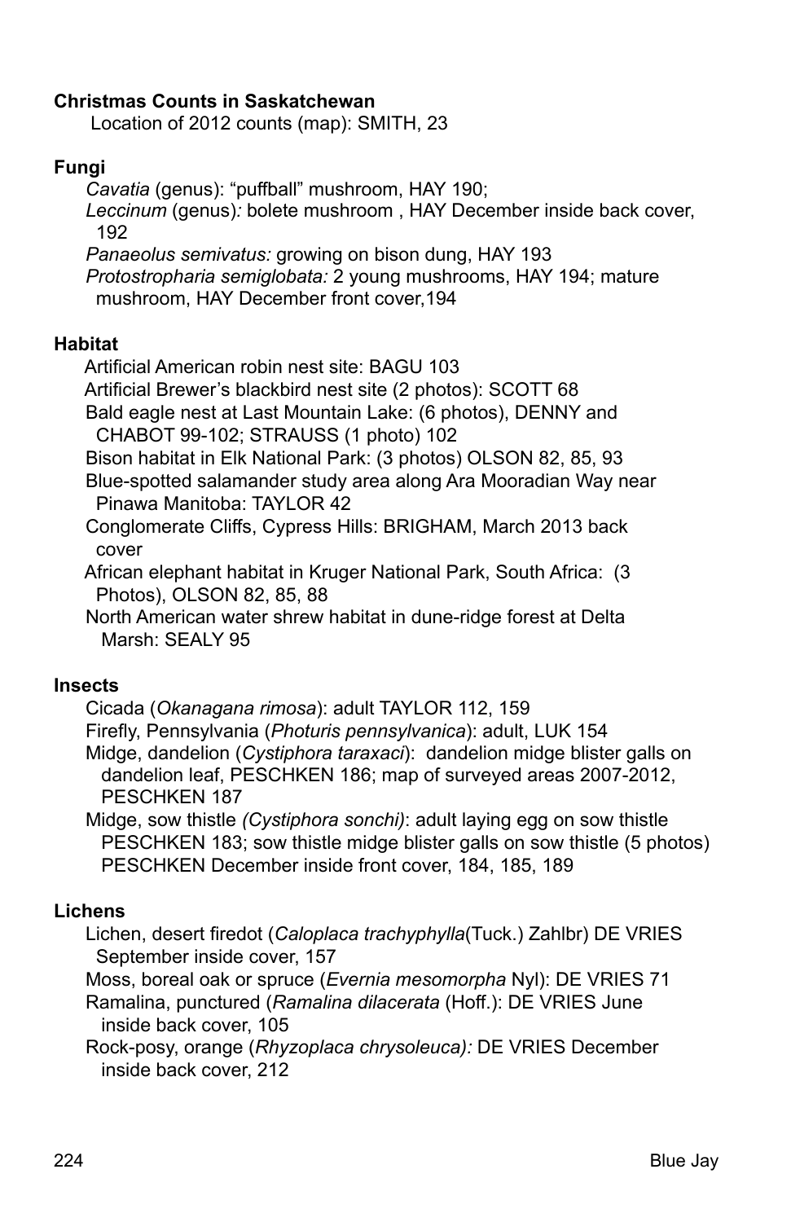**Christmas Counts in Saskatchewan**

Location of 2012 counts (map): SMITH, 23

**Fungi**

*Cavatia* (genus): "puffball" mushroom, HAY 190;
*Leccinum* (genus)*:* bolete mushroom , HAY December inside back cover, 192
*Panaeolus semivatus:* growing on bison dung, HAY 193
*Protostropharia semiglobata:* 2 young mushrooms, HAY 194; mature mushroom, HAY December front cover,194

**Habitat**

Artificial American robin nest site: BAGU 103
Artificial Brewer's blackbird nest site (2 photos): SCOTT 68
Bald eagle nest at Last Mountain Lake: (6 photos), DENNY and CHABOT 99-102; STRAUSS (1 photo) 102
Bison habitat in Elk National Park: (3 photos) OLSON 82, 85, 93
Blue-spotted salamander study area along Ara Mooradian Way near Pinawa Manitoba: TAYLOR 42
Conglomerate Cliffs, Cypress Hills: BRIGHAM, March 2013 back cover
African elephant habitat in Kruger National Park, South Africa: (3 Photos), OLSON 82, 85, 88
North American water shrew habitat in dune-ridge forest at Delta Marsh: SEALY 95

**Insects**

Cicada (*Okanagana rimosa*): adult TAYLOR 112, 159
Firefly, Pennsylvania (*Photuris pennsylvanica*): adult, LUK 154
Midge, dandelion (*Cystiphora taraxaci*): dandelion midge blister galls on dandelion leaf, PESCHKEN 186; map of surveyed areas 2007-2012, PESCHKEN 187
Midge, sow thistle *(Cystiphora sonchi)*: adult laying egg on sow thistle PESCHKEN 183; sow thistle midge blister galls on sow thistle (5 photos) PESCHKEN December inside front cover, 184, 185, 189

**Lichens**

Lichen, desert firedot (*Caloplaca trachyphylla*(Tuck.) Zahlbr) DE VRIES September inside cover, 157
Moss, boreal oak or spruce (*Evernia mesomorpha* Nyl): DE VRIES 71
Ramalina, punctured (*Ramalina dilacerata* (Hoff.): DE VRIES June inside back cover, 105
Rock-posy, orange (*Rhyzoplaca chrysoleuca):* DE VRIES December inside back cover, 212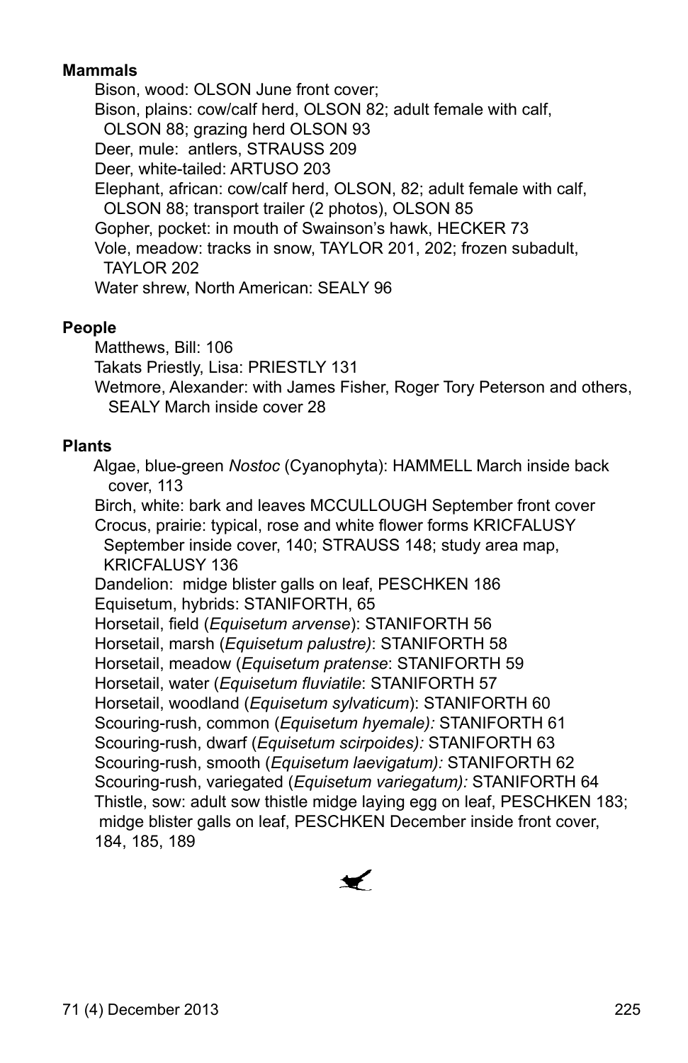**Mammals**

Bison, wood: OLSON June front cover;
Bison, plains: cow/calf herd, OLSON 82; adult female with calf, OLSON 88; grazing herd OLSON 93
Deer, mule: antlers, STRAUSS 209
Deer, white-tailed: ARTUSO 203
Elephant, african: cow/calf herd, OLSON, 82; adult female with calf, OLSON 88; transport trailer (2 photos), OLSON 85
Gopher, pocket: in mouth of Swainson's hawk, HECKER 73
Vole, meadow: tracks in snow, TAYLOR 201, 202; frozen subadult, TAYLOR 202
Water shrew, North American: SEALY 96

**People**

Matthews, Bill: 106
Takats Priestly, Lisa: PRIESTLY 131
Wetmore, Alexander: with James Fisher, Roger Tory Peterson and others, SEALY March inside cover 28

**Plants**

Algae, blue-green *Nostoc* (Cyanophyta): HAMMELL March inside back cover, 113
Birch, white: bark and leaves MCCULLOUGH September front cover
Crocus, prairie: typical, rose and white flower forms KRICFALUSY September inside cover, 140; STRAUSS 148; study area map, KRICFALUSY 136
Dandelion: midge blister galls on leaf, PESCHKEN 186
Equisetum, hybrids: STANIFORTH, 65
Horsetail, field (*Equisetum arvense*): STANIFORTH 56
Horsetail, marsh (*Equisetum palustre)*: STANIFORTH 58
Horsetail, meadow (*Equisetum pratense*: STANIFORTH 59
Horsetail, water (*Equisetum fluviatile*: STANIFORTH 57
Horsetail, woodland (*Equisetum sylvaticum*): STANIFORTH 60
Scouring-rush, common (*Equisetum hyemale):* STANIFORTH 61
Scouring-rush, dwarf (*Equisetum scirpoides):* STANIFORTH 63
Scouring-rush, smooth (*Equisetum laevigatum):* STANIFORTH 62
Scouring-rush, variegated (*Equisetum variegatum):* STANIFORTH 64
Thistle, sow: adult sow thistle midge laying egg on leaf, PESCHKEN 183; midge blister galls on leaf, PESCHKEN December inside front cover, 184, 185, 189